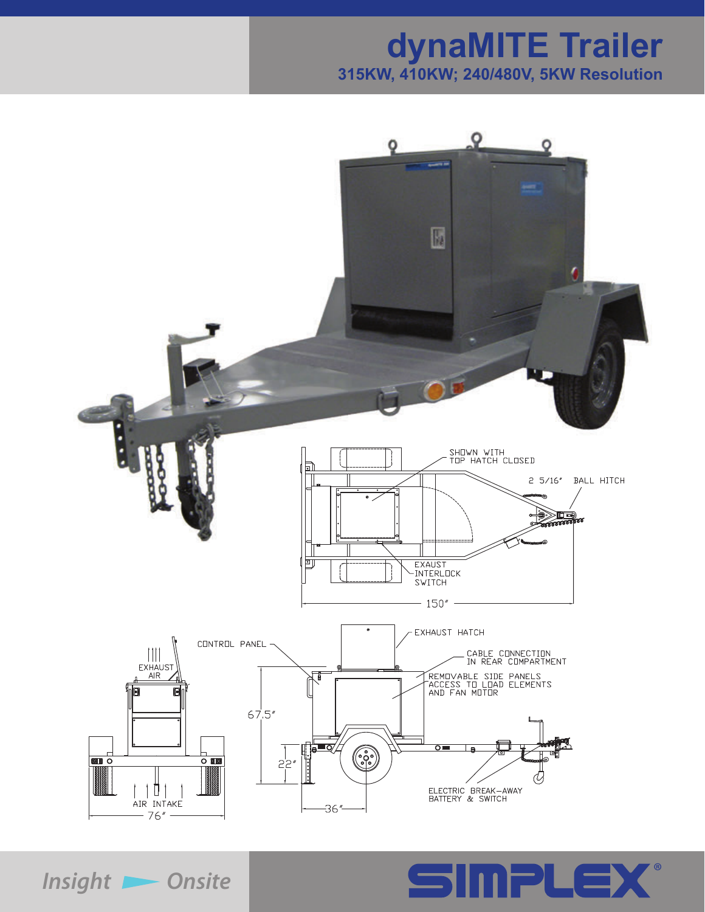# dynaMITE Trailer

## 315KW, 410KW; 240/480V, 5KW Resolution

SHOWN WITH TOP HATCH CLOSED

2 5/16" BALL HITCH

EXAUST INTERLOCK SWITCH

150"

EXHAUST AIR

AIR INTAKE

76"

CONTROL PANEL

EXHAUST HATCH

CABLE CONNECTION IN REAR COMPARTMENT

REMOVABLE SIDE PANELS ACCESS TO LOAD ELEMENTS AND FAN MOTOR

67.5"

22"

36"

ELECTRIC BREAK-AWAY BATTERY & SWITCH

*Insight* ► *Onsite*

SIMPLEX®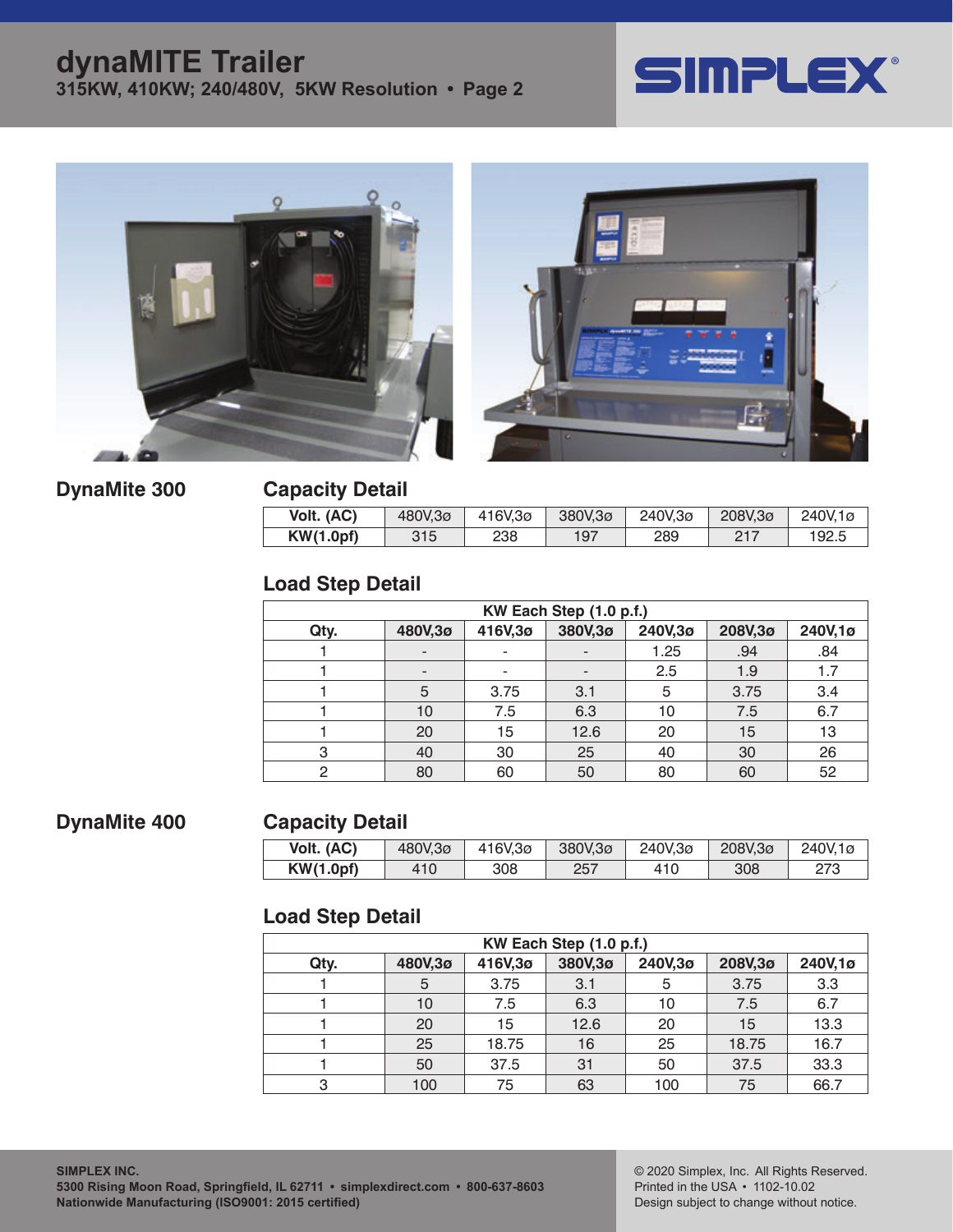## DynaMite 300

### Capacity Detail

| Volt. (AC) | 480V,3ø | 416V,3ø | 380V,3ø | 240V,3ø | 208V,3ø | 240V,1ø |
|---|---|---|---|---|---|---|
| KW(1.0pf) | 315 | 238 | 197 | 289 | 217 | 192.5 |

### Load Step Detail

| KW Each Step (1.0 p.f.) | | | | | | |
|---|---|---|---|---|---|---|
| Qty. | 480V,3ø | 416V,3ø | 380V,3ø | 240V,3ø | 208V,3ø | 240V,1ø |
| 1 | - | - | - | 1.25 | .94 | .84 |
| 1 | - | - | - | 2.5 | 1.9 | 1.7 |
| 1 | 5 | 3.75 | 3.1 | 5 | 3.75 | 3.4 |
| 1 | 10 | 7.5 | 6.3 | 10 | 7.5 | 6.7 |
| 1 | 20 | 15 | 12.6 | 20 | 15 | 13 |
| 3 | 40 | 30 | 25 | 40 | 30 | 26 |
| 2 | 80 | 60 | 50 | 80 | 60 | 52 |

## DynaMite 400

### Capacity Detail

| Volt. (AC) | 480V,3ø | 416V,3ø | 380V,3ø | 240V,3ø | 208V,3ø | 240V,1ø |
|---|---|---|---|---|---|---|
| KW(1.0pf) | 410 | 308 | 257 | 410 | 308 | 273 |

### Load Step Detail

| KW Each Step (1.0 p.f.) | | | | | | |
|---|---|---|---|---|---|---|
| Qty. | 480V,3ø | 416V,3ø | 380V,3ø | 240V,3ø | 208V,3ø | 240V,1ø |
| 1 | 5 | 3.75 | 3.1 | 5 | 3.75 | 3.3 |
| 1 | 10 | 7.5 | 6.3 | 10 | 7.5 | 6.7 |
| 1 | 20 | 15 | 12.6 | 20 | 15 | 13.3 |
| 1 | 25 | 18.75 | 16 | 25 | 18.75 | 16.7 |
| 1 | 50 | 37.5 | 31 | 50 | 37.5 | 33.3 |
| 3 | 100 | 75 | 63 | 100 | 75 | 66.7 |

**SIMPLEX INC.**
**5300 Rising Moon Road, Springfield, IL 62711 • simplexdirect.com • 800-637-8603**
**Nationwide Manufacturing (ISO9001: 2015 certified)**

© 2020 Simplex, Inc. All Rights Reserved.
Printed in the USA • 1102-10.02
Design subject to change without notice.